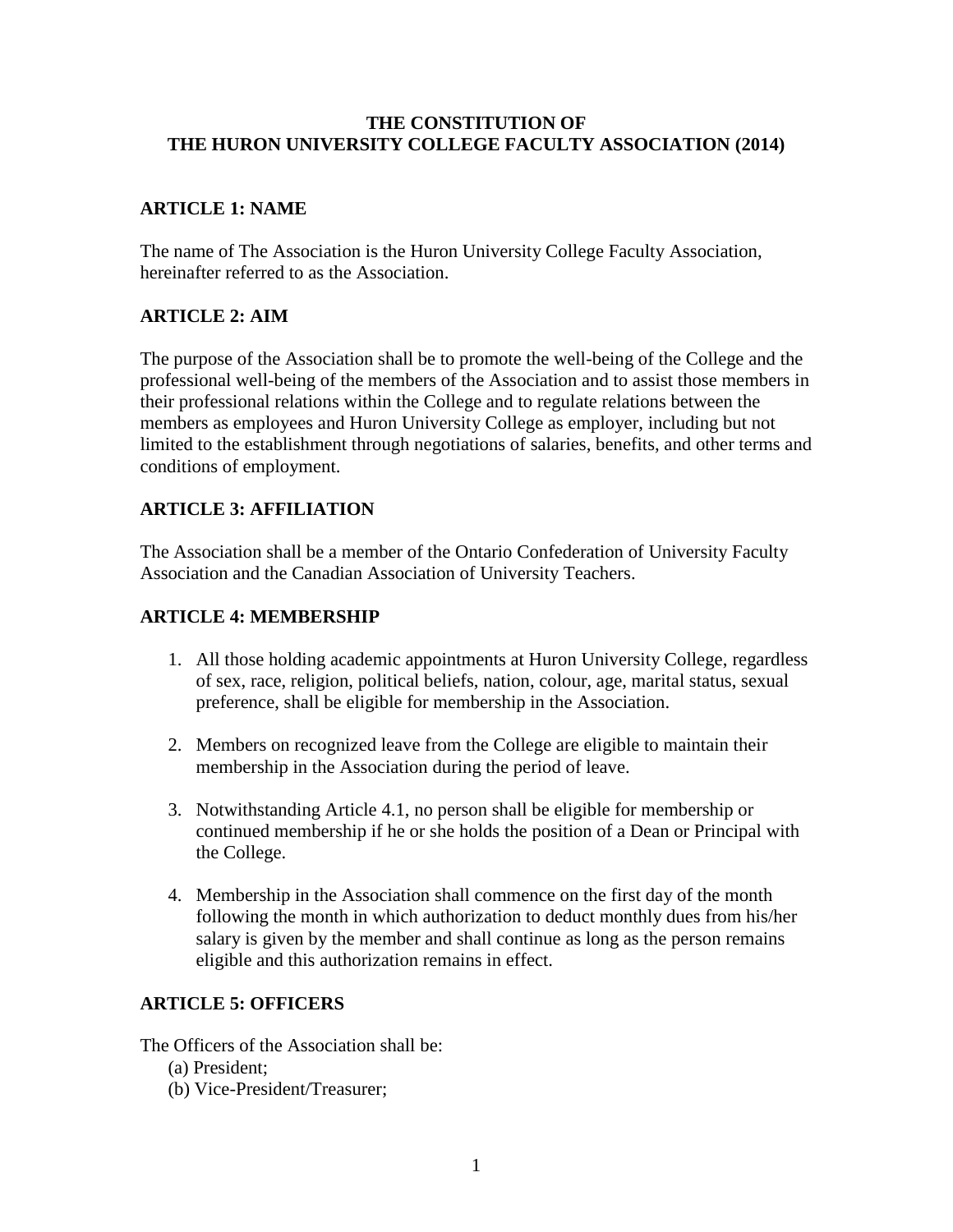# THE CONSTITUTION OF THE HURON UNIVERSITY COLLEGE FACULTY ASSOCIATION (2014)

## ARTICLE 1: NAME

The name of The Association is the Huron University College Faculty Association, hereinafter referred to as the Association.

## ARTICLE 2: AIM

The purpose of the Association shall be to promote the well-being of the College and the professional well-being of the members of the Association and to assist those members in their professional relations within the College and to regulate relations between the members as employees and Huron University College as employer, including but not limited to the establishment through negotiations of salaries, benefits, and other terms and conditions of employment.

## ARTICLE 3: AFFILIATION

The Association shall be a member of the Ontario Confederation of University Faculty Association and the Canadian Association of University Teachers.

## ARTICLE 4: MEMBERSHIP

1. All those holding academic appointments at Huron University College, regardless of sex, race, religion, political beliefs, nation, colour, age, marital status, sexual preference, shall be eligible for membership in the Association.

2. Members on recognized leave from the College are eligible to maintain their membership in the Association during the period of leave.

3. Notwithstanding Article 4.1, no person shall be eligible for membership or continued membership if he or she holds the position of a Dean or Principal with the College.

4. Membership in the Association shall commence on the first day of the month following the month in which authorization to deduct monthly dues from his/her salary is given by the member and shall continue as long as the person remains eligible and this authorization remains in effect.

## ARTICLE 5: OFFICERS

The Officers of the Association shall be:

(a) President;
(b) Vice-President/Treasurer;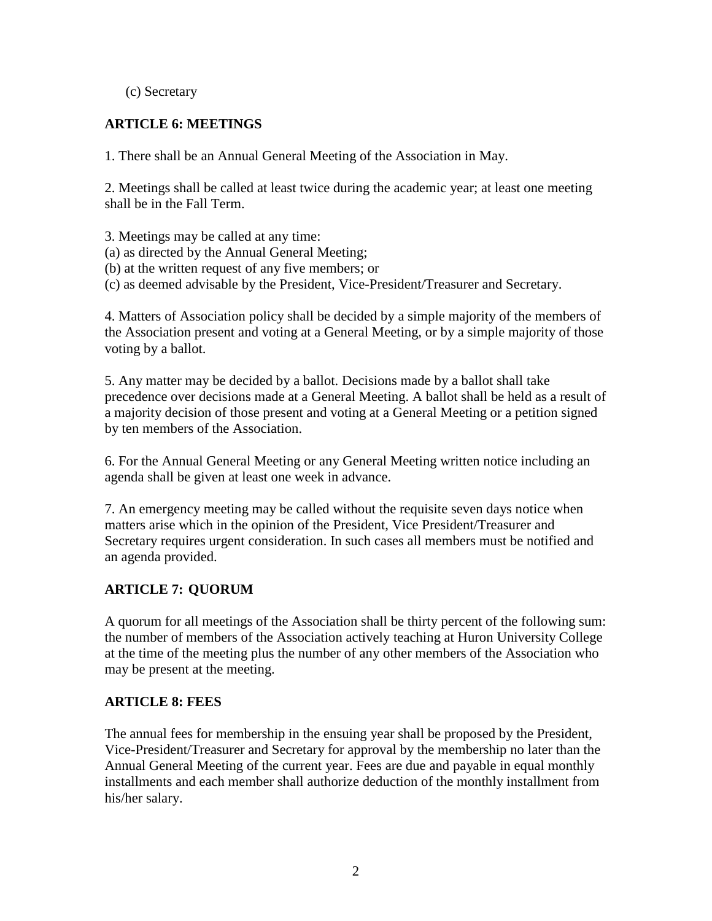(c) Secretary

**ARTICLE 6: MEETINGS**

1. There shall be an Annual General Meeting of the Association in May.

2. Meetings shall be called at least twice during the academic year; at least one meeting shall be in the Fall Term.

3. Meetings may be called at any time:
(a) as directed by the Annual General Meeting;
(b) at the written request of any five members; or
(c) as deemed advisable by the President, Vice-President/Treasurer and Secretary.

4. Matters of Association policy shall be decided by a simple majority of the members of the Association present and voting at a General Meeting, or by a simple majority of those voting by a ballot.

5. Any matter may be decided by a ballot. Decisions made by a ballot shall take precedence over decisions made at a General Meeting. A ballot shall be held as a result of a majority decision of those present and voting at a General Meeting or a petition signed by ten members of the Association.

6. For the Annual General Meeting or any General Meeting written notice including an agenda shall be given at least one week in advance.

7. An emergency meeting may be called without the requisite seven days notice when matters arise which in the opinion of the President, Vice President/Treasurer and Secretary requires urgent consideration. In such cases all members must be notified and an agenda provided.

**ARTICLE 7: QUORUM**

A quorum for all meetings of the Association shall be thirty percent of the following sum: the number of members of the Association actively teaching at Huron University College at the time of the meeting plus the number of any other members of the Association who may be present at the meeting.

**ARTICLE 8: FEES**

The annual fees for membership in the ensuing year shall be proposed by the President, Vice-President/Treasurer and Secretary for approval by the membership no later than the Annual General Meeting of the current year. Fees are due and payable in equal monthly installments and each member shall authorize deduction of the monthly installment from his/her salary.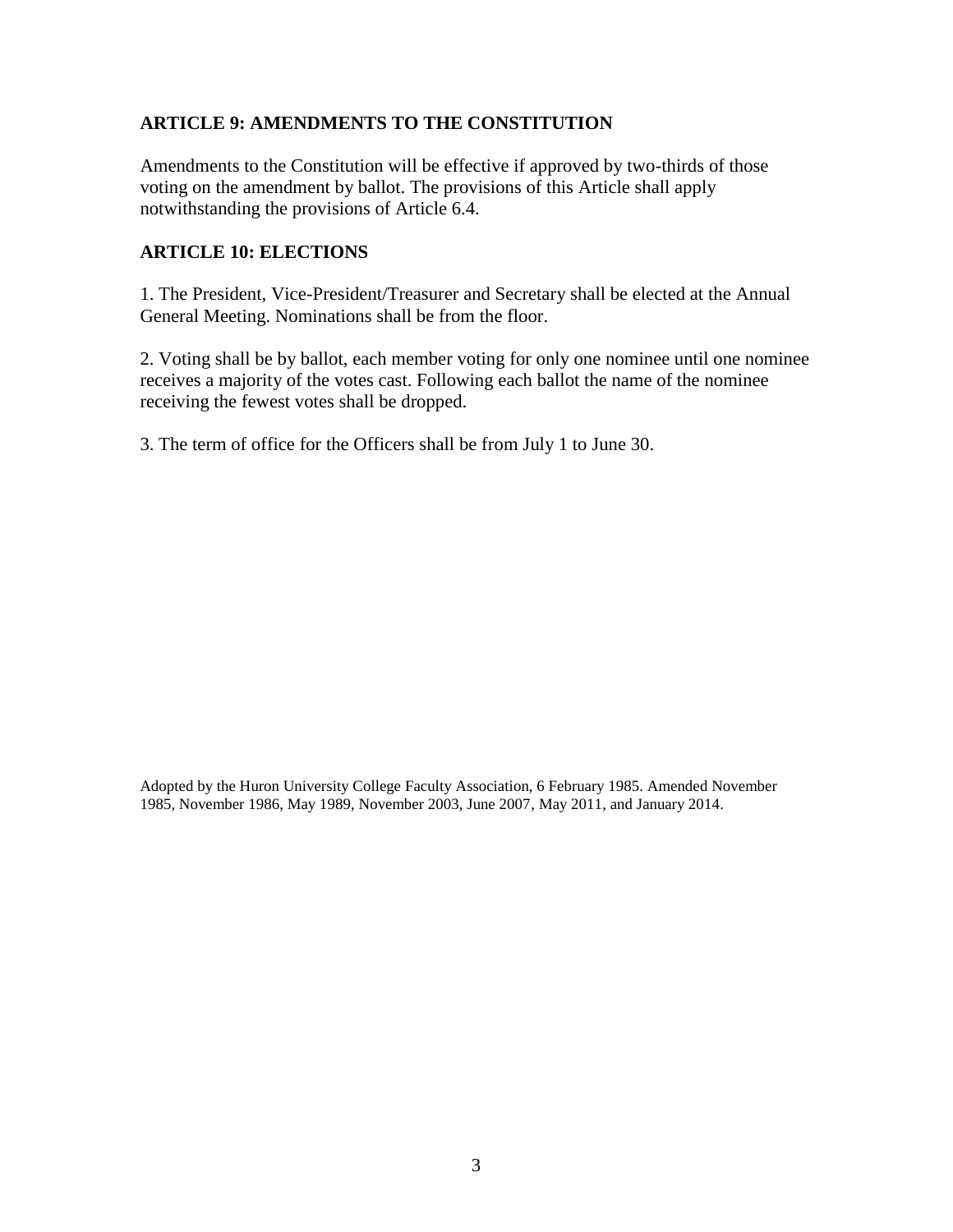## ARTICLE 9: AMENDMENTS TO THE CONSTITUTION

Amendments to the Constitution will be effective if approved by two-thirds of those voting on the amendment by ballot. The provisions of this Article shall apply notwithstanding the provisions of Article 6.4.

## ARTICLE 10: ELECTIONS

1. The President, Vice-President/Treasurer and Secretary shall be elected at the Annual General Meeting. Nominations shall be from the floor.

2. Voting shall be by ballot, each member voting for only one nominee until one nominee receives a majority of the votes cast. Following each ballot the name of the nominee receiving the fewest votes shall be dropped.

3. The term of office for the Officers shall be from July 1 to June 30.

Adopted by the Huron University College Faculty Association, 6 February 1985. Amended November 1985, November 1986, May 1989, November 2003, June 2007, May 2011, and January 2014.